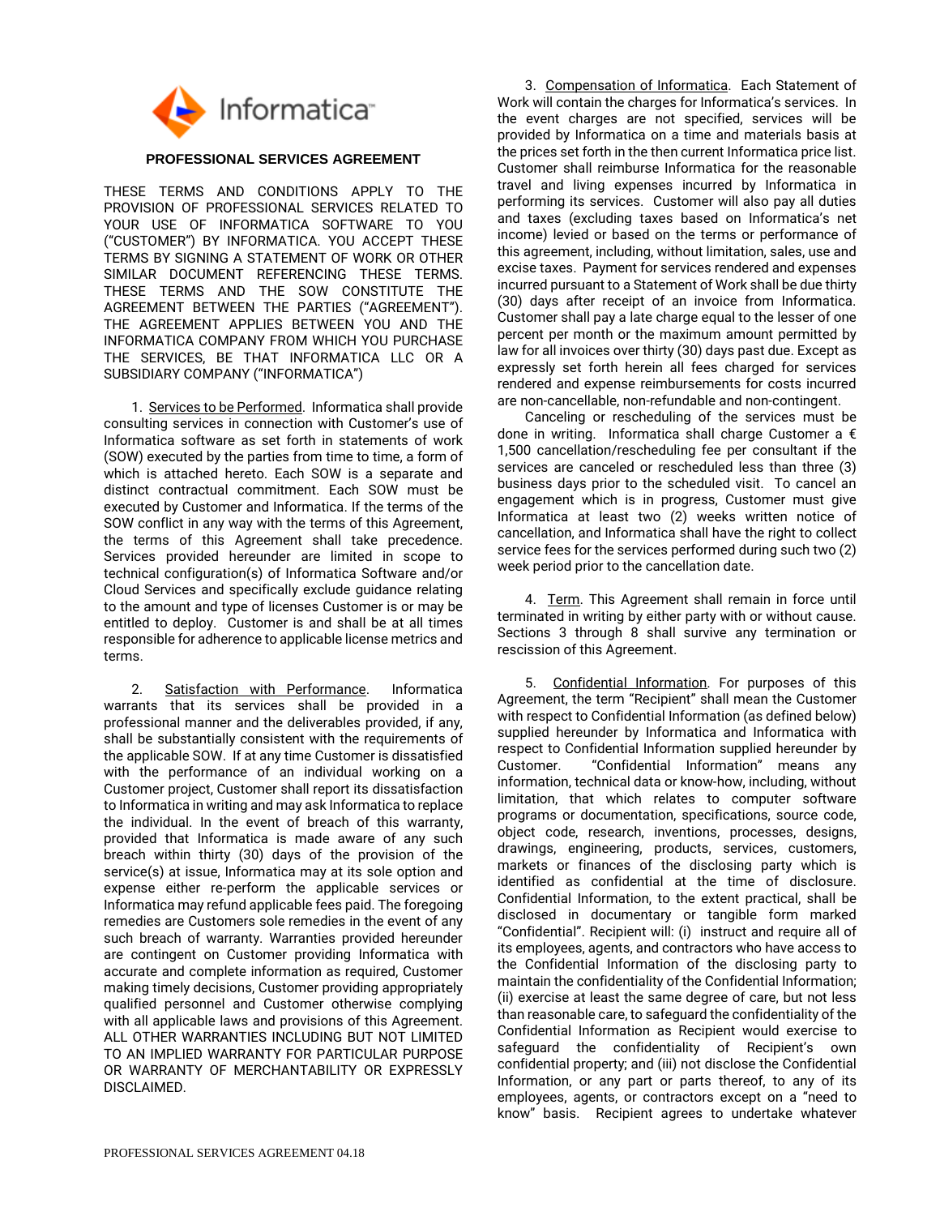# PROFESSIONAL SERVICES AGREEMENT

THESE TERMS AND CONDITIONS APPLY TO THE PROVISION OF PROFESSIONAL SERVICES RELATED TO YOUR USE OF INFORMATICA SOFTWARE TO YOU ("CUSTOMER") BY INFORMATICA. YOU ACCEPT THESE TERMS BY SIGNING A STATEMENT OF WORK OR OTHER SIMILAR DOCUMENT REFERENCING THESE TERMS. THESE TERMS AND THE SOW CONSTITUTE THE AGREEMENT BETWEEN THE PARTIES ("AGREEMENT"). THE AGREEMENT APPLIES BETWEEN YOU AND THE INFORMATICA COMPANY FROM WHICH YOU PURCHASE THE SERVICES, BE THAT INFORMATICA LLC OR A SUBSIDIARY COMPANY ("INFORMATICA")

1. Services to be Performed. Informatica shall provide consulting services in connection with Customer's use of Informatica software as set forth in statements of work (SOW) executed by the parties from time to time, a form of which is attached hereto. Each SOW is a separate and distinct contractual commitment. Each SOW must be executed by Customer and Informatica. If the terms of the SOW conflict in any way with the terms of this Agreement, the terms of this Agreement shall take precedence. Services provided hereunder are limited in scope to technical configuration(s) of Informatica Software and/or Cloud Services and specifically exclude guidance relating to the amount and type of licenses Customer is or may be entitled to deploy. Customer is and shall be at all times responsible for adherence to applicable license metrics and terms.

2. Satisfaction with Performance. Informatica warrants that its services shall be provided in a professional manner and the deliverables provided, if any, shall be substantially consistent with the requirements of the applicable SOW. If at any time Customer is dissatisfied with the performance of an individual working on a Customer project, Customer shall report its dissatisfaction to Informatica in writing and may ask Informatica to replace the individual. In the event of breach of this warranty, provided that Informatica is made aware of any such breach within thirty (30) days of the provision of the service(s) at issue, Informatica may at its sole option and expense either re-perform the applicable services or Informatica may refund applicable fees paid. The foregoing remedies are Customers sole remedies in the event of any such breach of warranty. Warranties provided hereunder are contingent on Customer providing Informatica with accurate and complete information as required, Customer making timely decisions, Customer providing appropriately qualified personnel and Customer otherwise complying with all applicable laws and provisions of this Agreement. ALL OTHER WARRANTIES INCLUDING BUT NOT LIMITED TO AN IMPLIED WARRANTY FOR PARTICULAR PURPOSE OR WARRANTY OF MERCHANTABILITY OR EXPRESSLY DISCLAIMED.

3. Compensation of Informatica. Each Statement of Work will contain the charges for Informatica's services. In the event charges are not specified, services will be provided by Informatica on a time and materials basis at the prices set forth in the then current Informatica price list. Customer shall reimburse Informatica for the reasonable travel and living expenses incurred by Informatica in performing its services. Customer will also pay all duties and taxes (excluding taxes based on Informatica's net income) levied or based on the terms or performance of this agreement, including, without limitation, sales, use and excise taxes. Payment for services rendered and expenses incurred pursuant to a Statement of Work shall be due thirty (30) days after receipt of an invoice from Informatica. Customer shall pay a late charge equal to the lesser of one percent per month or the maximum amount permitted by law for all invoices over thirty (30) days past due. Except as expressly set forth herein all fees charged for services rendered and expense reimbursements for costs incurred are non-cancellable, non-refundable and non-contingent.

Canceling or rescheduling of the services must be done in writing. Informatica shall charge Customer a € 1,500 cancellation/rescheduling fee per consultant if the services are canceled or rescheduled less than three (3) business days prior to the scheduled visit. To cancel an engagement which is in progress, Customer must give Informatica at least two (2) weeks written notice of cancellation, and Informatica shall have the right to collect service fees for the services performed during such two (2) week period prior to the cancellation date.

4. Term. This Agreement shall remain in force until terminated in writing by either party with or without cause. Sections 3 through 8 shall survive any termination or rescission of this Agreement.

5. Confidential Information. For purposes of this Agreement, the term "Recipient" shall mean the Customer with respect to Confidential Information (as defined below) supplied hereunder by Informatica and Informatica with respect to Confidential Information supplied hereunder by Customer. "Confidential Information" means any information, technical data or know-how, including, without limitation, that which relates to computer software programs or documentation, specifications, source code, object code, research, inventions, processes, designs, drawings, engineering, products, services, customers, markets or finances of the disclosing party which is identified as confidential at the time of disclosure. Confidential Information, to the extent practical, shall be disclosed in documentary or tangible form marked "Confidential". Recipient will: (i) instruct and require all of its employees, agents, and contractors who have access to the Confidential Information of the disclosing party to maintain the confidentiality of the Confidential Information; (ii) exercise at least the same degree of care, but not less than reasonable care, to safeguard the confidentiality of the Confidential Information as Recipient would exercise to safeguard the confidentiality of Recipient's own confidential property; and (iii) not disclose the Confidential Information, or any part or parts thereof, to any of its employees, agents, or contractors except on a "need to know" basis. Recipient agrees to undertake whatever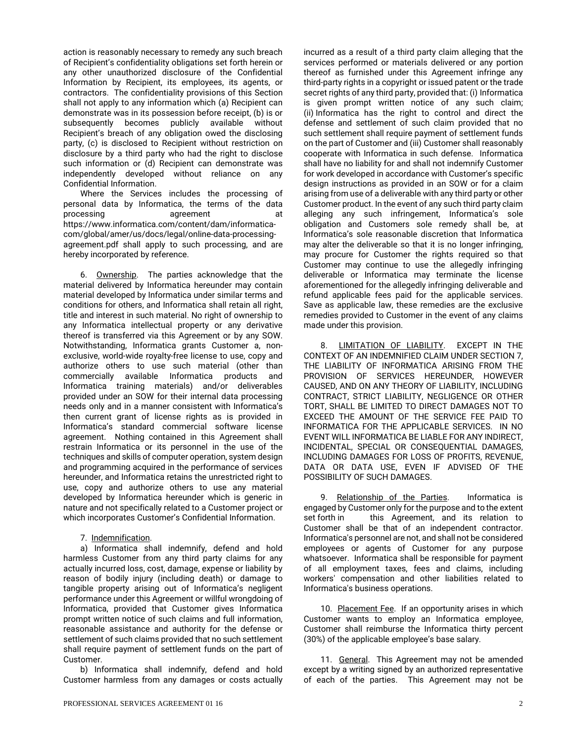action is reasonably necessary to remedy any such breach of Recipient's confidentiality obligations set forth herein or any other unauthorized disclosure of the Confidential Information by Recipient, its employees, its agents, or contractors. The confidentiality provisions of this Section shall not apply to any information which (a) Recipient can demonstrate was in its possession before receipt, (b) is or subsequently becomes publicly available without Recipient's breach of any obligation owed the disclosing party, (c) is disclosed to Recipient without restriction on disclosure by a third party who had the right to disclose such information or (d) Recipient can demonstrate was independently developed without reliance on any Confidential Information.

Where the Services includes the processing of personal data by Informatica, the terms of the data processing agreement at https://www.informatica.com/content/dam/informatica-com/global/amer/us/docs/legal/online-data-processing-agreement.pdf shall apply to such processing, and are hereby incorporated by reference.

6. Ownership. The parties acknowledge that the material delivered by Informatica hereunder may contain material developed by Informatica under similar terms and conditions for others, and Informatica shall retain all right, title and interest in such material. No right of ownership to any Informatica intellectual property or any derivative thereof is transferred via this Agreement or by any SOW. Notwithstanding, Informatica grants Customer a, non-exclusive, world-wide royalty-free license to use, copy and authorize others to use such material (other than commercially available Informatica products and Informatica training materials) and/or deliverables provided under an SOW for their internal data processing needs only and in a manner consistent with Informatica's then current grant of license rights as is provided in Informatica's standard commercial software license agreement. Nothing contained in this Agreement shall restrain Informatica or its personnel in the use of the techniques and skills of computer operation, system design and programming acquired in the performance of services hereunder, and Informatica retains the unrestricted right to use, copy and authorize others to use any material developed by Informatica hereunder which is generic in nature and not specifically related to a Customer project or which incorporates Customer's Confidential Information.

7. Indemnification.

a) Informatica shall indemnify, defend and hold harmless Customer from any third party claims for any actually incurred loss, cost, damage, expense or liability by reason of bodily injury (including death) or damage to tangible property arising out of Informatica's negligent performance under this Agreement or willful wrongdoing of Informatica, provided that Customer gives Informatica prompt written notice of such claims and full information, reasonable assistance and authority for the defense or settlement of such claims provided that no such settlement shall require payment of settlement funds on the part of Customer.

b) Informatica shall indemnify, defend and hold Customer harmless from any damages or costs actually incurred as a result of a third party claim alleging that the services performed or materials delivered or any portion thereof as furnished under this Agreement infringe any third-party rights in a copyright or issued patent or the trade secret rights of any third party, provided that: (i) Informatica is given prompt written notice of any such claim; (ii) Informatica has the right to control and direct the defense and settlement of such claim provided that no such settlement shall require payment of settlement funds on the part of Customer and (iii) Customer shall reasonably cooperate with Informatica in such defense. Informatica shall have no liability for and shall not indemnify Customer for work developed in accordance with Customer's specific design instructions as provided in an SOW or for a claim arising from use of a deliverable with any third party or other Customer product. In the event of any such third party claim alleging any such infringement, Informatica's sole obligation and Customers sole remedy shall be, at Informatica's sole reasonable discretion that Informatica may alter the deliverable so that it is no longer infringing, may procure for Customer the rights required so that Customer may continue to use the allegedly infringing deliverable or Informatica may terminate the license aforementioned for the allegedly infringing deliverable and refund applicable fees paid for the applicable services. Save as applicable law, these remedies are the exclusive remedies provided to Customer in the event of any claims made under this provision.

8. LIMITATION OF LIABILITY. EXCEPT IN THE CONTEXT OF AN INDEMNIFIED CLAIM UNDER SECTION 7, THE LIABILITY OF INFORMATICA ARISING FROM THE PROVISION OF SERVICES HEREUNDER, HOWEVER CAUSED, AND ON ANY THEORY OF LIABILITY, INCLUDING CONTRACT, STRICT LIABILITY, NEGLIGENCE OR OTHER TORT, SHALL BE LIMITED TO DIRECT DAMAGES NOT TO EXCEED THE AMOUNT OF THE SERVICE FEE PAID TO INFORMATICA FOR THE APPLICABLE SERVICES. IN NO EVENT WILL INFORMATICA BE LIABLE FOR ANY INDIRECT, INCIDENTAL, SPECIAL OR CONSEQUENTIAL DAMAGES, INCLUDING DAMAGES FOR LOSS OF PROFITS, REVENUE, DATA OR DATA USE, EVEN IF ADVISED OF THE POSSIBILITY OF SUCH DAMAGES.

9. Relationship of the Parties. Informatica is engaged by Customer only for the purpose and to the extent set forth in this Agreement, and its relation to Customer shall be that of an independent contractor. Informatica's personnel are not, and shall not be considered employees or agents of Customer for any purpose whatsoever. Informatica shall be responsible for payment of all employment taxes, fees and claims, including workers' compensation and other liabilities related to Informatica's business operations.

10. Placement Fee. If an opportunity arises in which Customer wants to employ an Informatica employee, Customer shall reimburse the Informatica thirty percent (30%) of the applicable employee's base salary.

11. General. This Agreement may not be amended except by a writing signed by an authorized representative of each of the parties. This Agreement may not be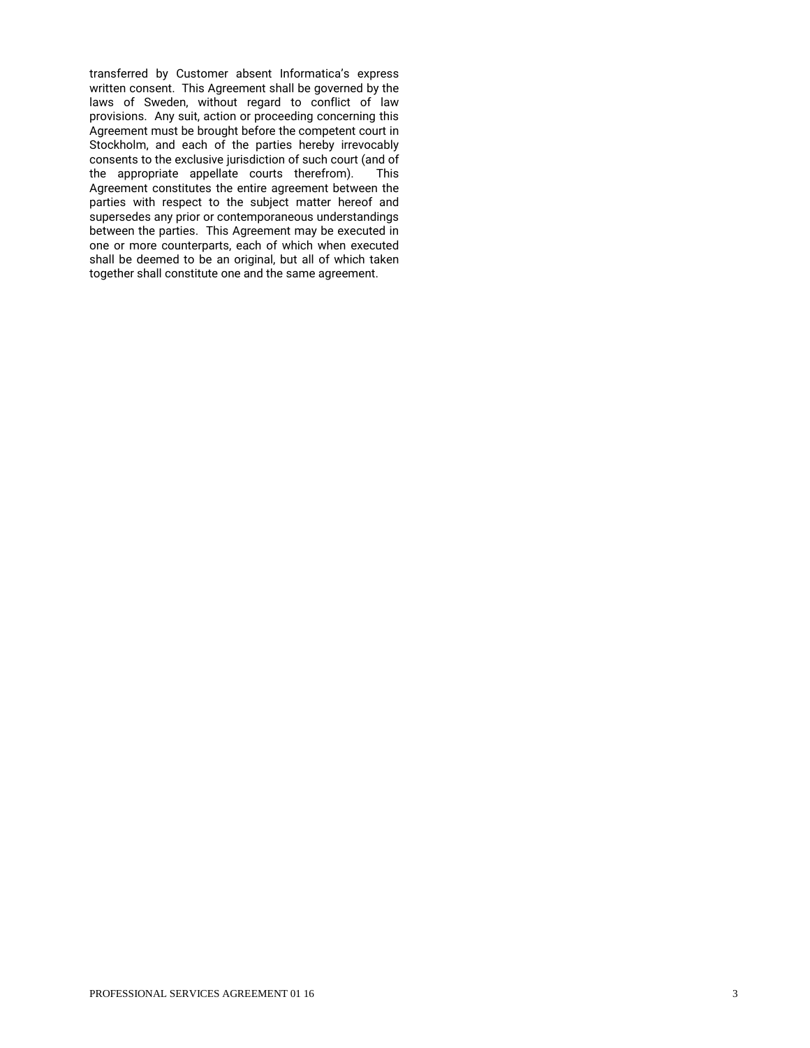transferred by Customer absent Informatica's express written consent. This Agreement shall be governed by the laws of Sweden, without regard to conflict of law provisions. Any suit, action or proceeding concerning this Agreement must be brought before the competent court in Stockholm, and each of the parties hereby irrevocably consents to the exclusive jurisdiction of such court (and of the appropriate appellate courts therefrom). This Agreement constitutes the entire agreement between the parties with respect to the subject matter hereof and supersedes any prior or contemporaneous understandings between the parties. This Agreement may be executed in one or more counterparts, each of which when executed shall be deemed to be an original, but all of which taken together shall constitute one and the same agreement.